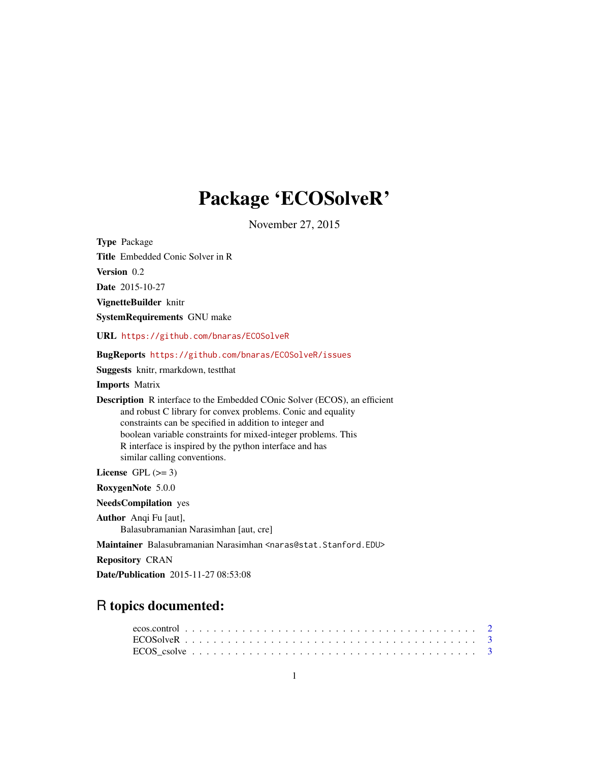# Package 'ECOSolveR'

November 27, 2015

**Type** Package

**Title** Embedded Conic Solver in R

**Version** 0.2

**Date** 2015-10-27

**VignetteBuilder** knitr

**SystemRequirements** GNU make

**URL** https://github.com/bnaras/ECOSolveR

**BugReports** https://github.com/bnaras/ECOSolveR/issues

**Suggests** knitr, rmarkdown, testthat

**Imports** Matrix

**Description** R interface to the Embedded COnic Solver (ECOS), an efficient and robust C library for convex problems. Conic and equality constraints can be specified in addition to integer and boolean variable constraints for mixed-integer problems. This R interface is inspired by the python interface and has similar calling conventions.

**License** GPL (>= 3)

**RoxygenNote** 5.0.0

**NeedsCompilation** yes

**Author** Anqi Fu [aut],
Balasubramanian Narasimhan [aut, cre]

**Maintainer** Balasubramanian Narasimhan <naras@stat.Stanford.EDU>

**Repository** CRAN

**Date/Publication** 2015-11-27 08:53:08

## R topics documented:

ecos.control . . . . . . . . . . . . . . . . . . . . . . . . . . . . . . . . . . . . . . . . 2
ECOSolveR . . . . . . . . . . . . . . . . . . . . . . . . . . . . . . . . . . . . . . . . 3
ECOS_csolve . . . . . . . . . . . . . . . . . . . . . . . . . . . . . . . . . . . . . . . 3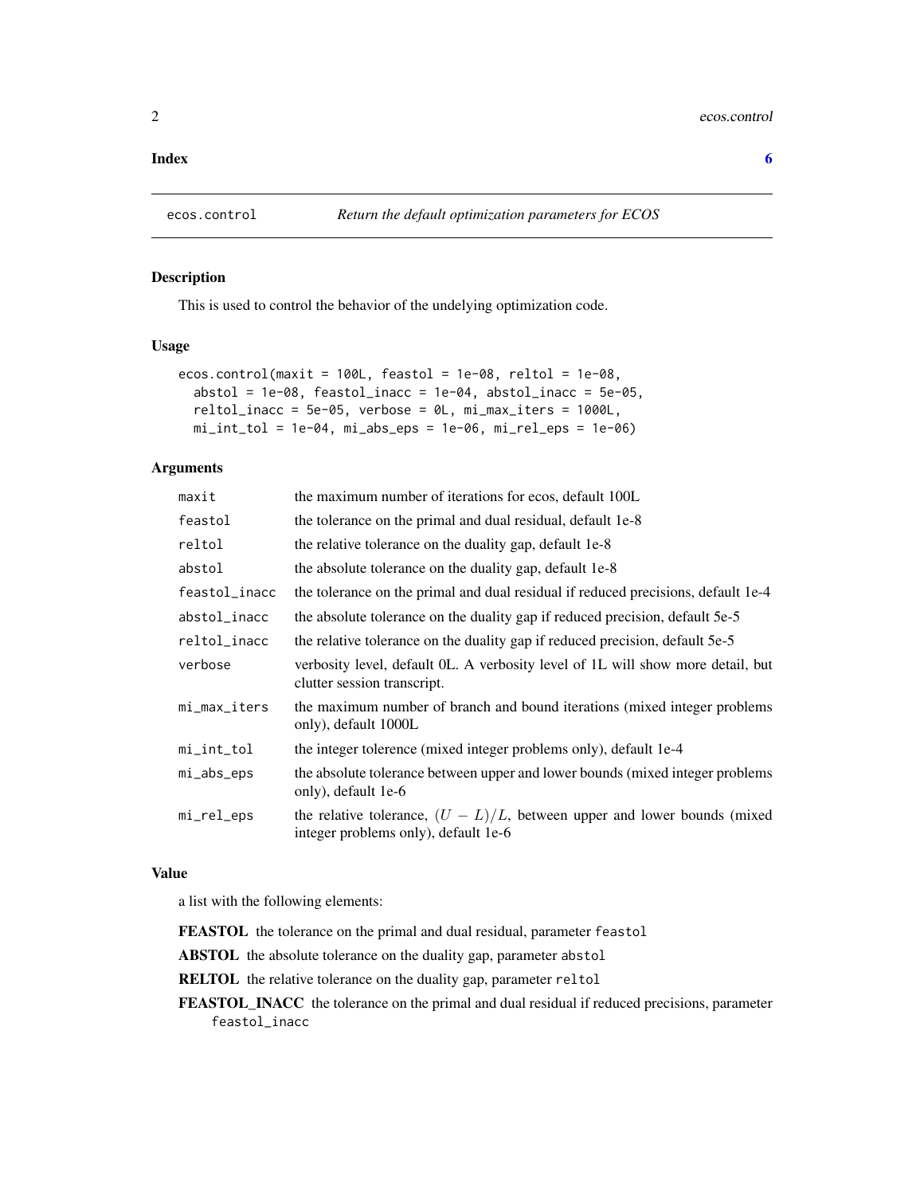**Index** **6**

---

## ecos.control — *Return the default optimization parameters for ECOS*

### Description

This is used to control the behavior of the undelying optimization code.

### Usage

```
ecos.control(maxit = 100L, feastol = 1e-08, reltol = 1e-08,
  abstol = 1e-08, feastol_inacc = 1e-04, abstol_inacc = 5e-05,
  reltol_inacc = 5e-05, verbose = 0L, mi_max_iters = 1000L,
  mi_int_tol = 1e-04, mi_abs_eps = 1e-06, mi_rel_eps = 1e-06)
```

### Arguments

| | |
|---|---|
| `maxit` | the maximum number of iterations for ecos, default 100L |
| `feastol` | the tolerance on the primal and dual residual, default 1e-8 |
| `reltol` | the relative tolerance on the duality gap, default 1e-8 |
| `abstol` | the absolute tolerance on the duality gap, default 1e-8 |
| `feastol_inacc` | the tolerance on the primal and dual residual if reduced precisions, default 1e-4 |
| `abstol_inacc` | the absolute tolerance on the duality gap if reduced precision, default 5e-5 |
| `reltol_inacc` | the relative tolerance on the duality gap if reduced precision, default 5e-5 |
| `verbose` | verbosity level, default 0L. A verbosity level of 1L will show more detail, but clutter session transcript. |
| `mi_max_iters` | the maximum number of branch and bound iterations (mixed integer problems only), default 1000L |
| `mi_int_tol` | the integer tolerence (mixed integer problems only), default 1e-4 |
| `mi_abs_eps` | the absolute tolerance between upper and lower bounds (mixed integer problems only), default 1e-6 |
| `mi_rel_eps` | the relative tolerance, $(U - L)/L$, between upper and lower bounds (mixed integer problems only), default 1e-6 |

### Value

a list with the following elements:

**FEASTOL** the tolerance on the primal and dual residual, parameter `feastol`

**ABSTOL** the absolute tolerance on the duality gap, parameter `abstol`

**RELTOL** the relative tolerance on the duality gap, parameter `reltol`

**FEASTOL_INACC** the tolerance on the primal and dual residual if reduced precisions, parameter `feastol_inacc`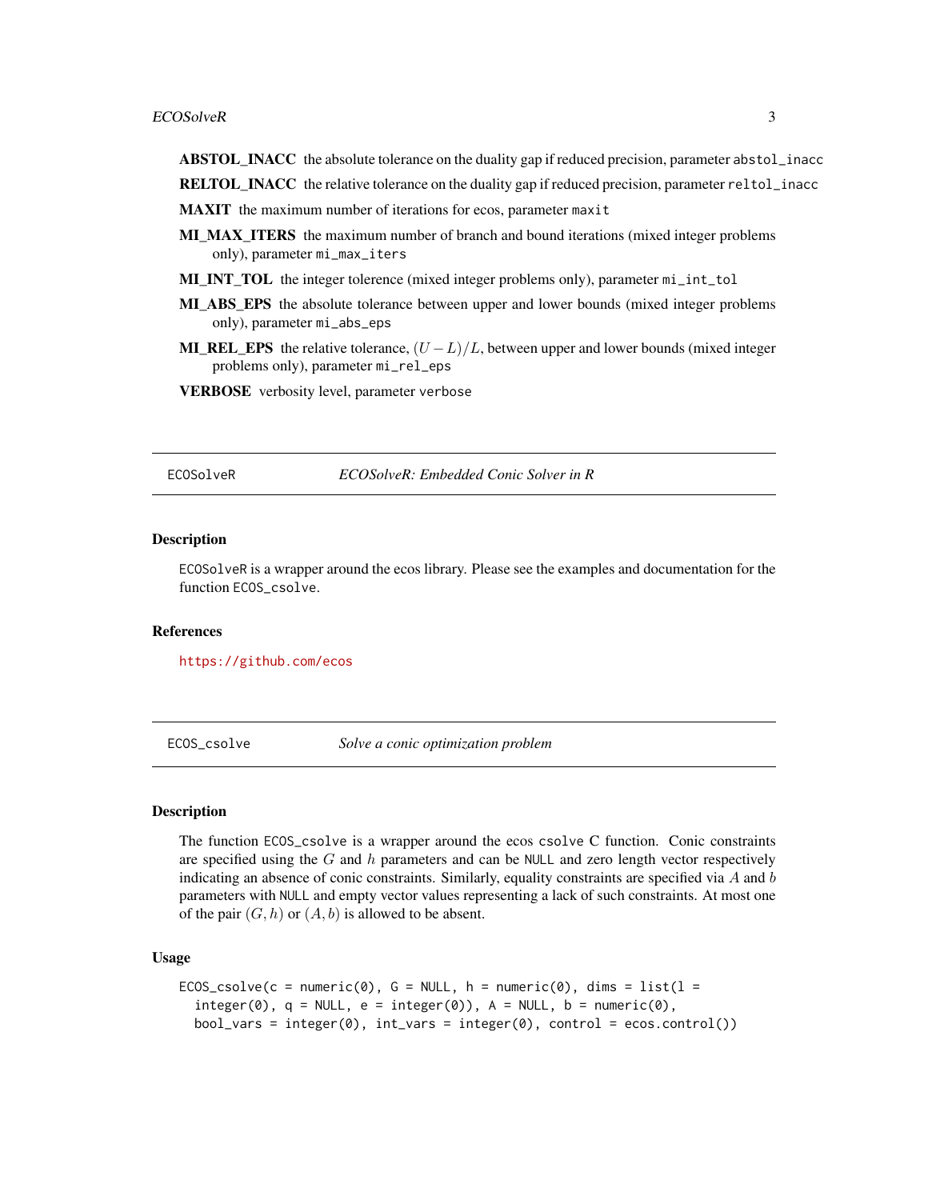**ABSTOL_INACC** the absolute tolerance on the duality gap if reduced precision, parameter `abstol_inacc`

**RELTOL_INACC** the relative tolerance on the duality gap if reduced precision, parameter `reltol_inacc`

**MAXIT** the maximum number of iterations for ecos, parameter `maxit`

**MI_MAX_ITERS** the maximum number of branch and bound iterations (mixed integer problems only), parameter `mi_max_iters`

**MI_INT_TOL** the integer tolerence (mixed integer problems only), parameter `mi_int_tol`

**MI_ABS_EPS** the absolute tolerance between upper and lower bounds (mixed integer problems only), parameter `mi_abs_eps`

**MI_REL_EPS** the relative tolerance, $(U - L)/L$, between upper and lower bounds (mixed integer problems only), parameter `mi_rel_eps`

**VERBOSE** verbosity level, parameter `verbose`

---

`ECOSolveR` *ECOSolveR: Embedded Conic Solver in R*

---

## Description

`ECOSolveR` is a wrapper around the ecos library. Please see the examples and documentation for the function `ECOS_csolve`.

## References

https://github.com/ecos

---

`ECOS_csolve` *Solve a conic optimization problem*

---

## Description

The function `ECOS_csolve` is a wrapper around the ecos `csolve` C function. Conic constraints are specified using the $G$ and $h$ parameters and can be `NULL` and zero length vector respectively indicating an absence of conic constraints. Similarly, equality constraints are specified via $A$ and $b$ parameters with `NULL` and empty vector values representing a lack of such constraints. At most one of the pair $(G, h)$ or $(A, b)$ is allowed to be absent.

## Usage

```
ECOS_csolve(c = numeric(0), G = NULL, h = numeric(0), dims = list(l =
  integer(0), q = NULL, e = integer(0)), A = NULL, b = numeric(0),
  bool_vars = integer(0), int_vars = integer(0), control = ecos.control())
```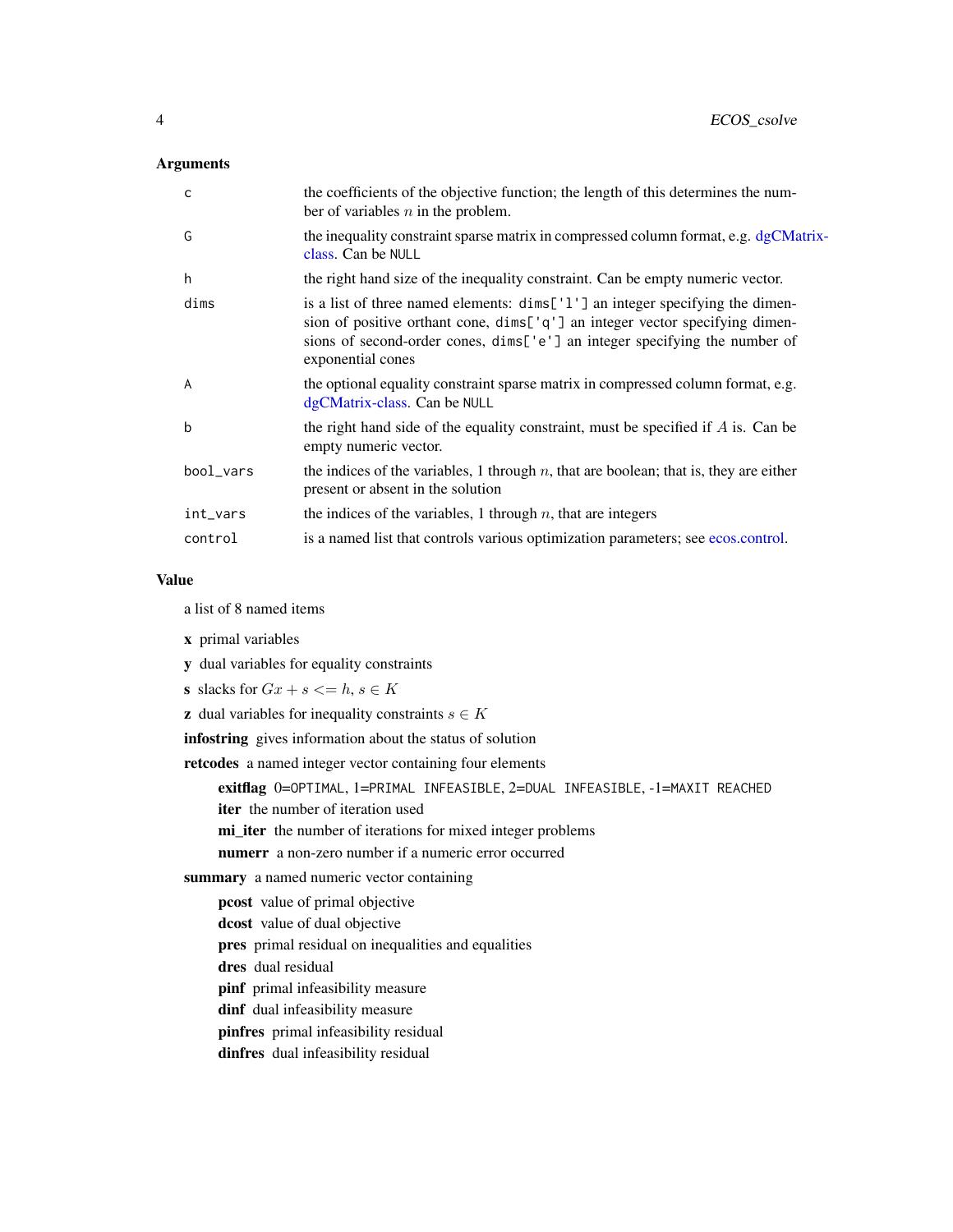### Arguments

| | |
|---|---|
| c | the coefficients of the objective function; the length of this determines the number of variables $n$ in the problem. |
| G | the inequality constraint sparse matrix in compressed column format, e.g. dgCMatrix-class. Can be `NULL` |
| h | the right hand size of the inequality constraint. Can be empty numeric vector. |
| dims | is a list of three named elements: `dims['l']` an integer specifying the dimension of positive orthant cone, `dims['q']` an integer vector specifying dimensions of second-order cones, `dims['e']` an integer specifying the number of exponential cones |
| A | the optional equality constraint sparse matrix in compressed column format, e.g. dgCMatrix-class. Can be `NULL` |
| b | the right hand side of the equality constraint, must be specified if $A$ is. Can be empty numeric vector. |
| bool_vars | the indices of the variables, 1 through $n$, that are boolean; that is, they are either present or absent in the solution |
| int_vars | the indices of the variables, 1 through $n$, that are integers |
| control | is a named list that controls various optimization parameters; see ecos.control. |

### Value

a list of 8 named items

**x** primal variables

**y** dual variables for equality constraints

**s** slacks for $Gx + s <= h$, $s \in K$

**z** dual variables for inequality constraints $s \in K$

**infostring** gives information about the status of solution

**retcodes** a named integer vector containing four elements

- **exitflag** 0=`OPTIMAL`, 1=`PRIMAL INFEASIBLE`, 2=`DUAL INFEASIBLE`, -1=`MAXIT REACHED`
- **iter** the number of iteration used
- **mi_iter** the number of iterations for mixed integer problems
- **numerr** a non-zero number if a numeric error occurred

**summary** a named numeric vector containing

- **pcost** value of primal objective
- **dcost** value of dual objective
- **pres** primal residual on inequalities and equalities
- **dres** dual residual
- **pinf** primal infeasibility measure
- **dinf** dual infeasibility measure
- **pinfres** primal infeasibility residual
- **dinfres** dual infeasibility residual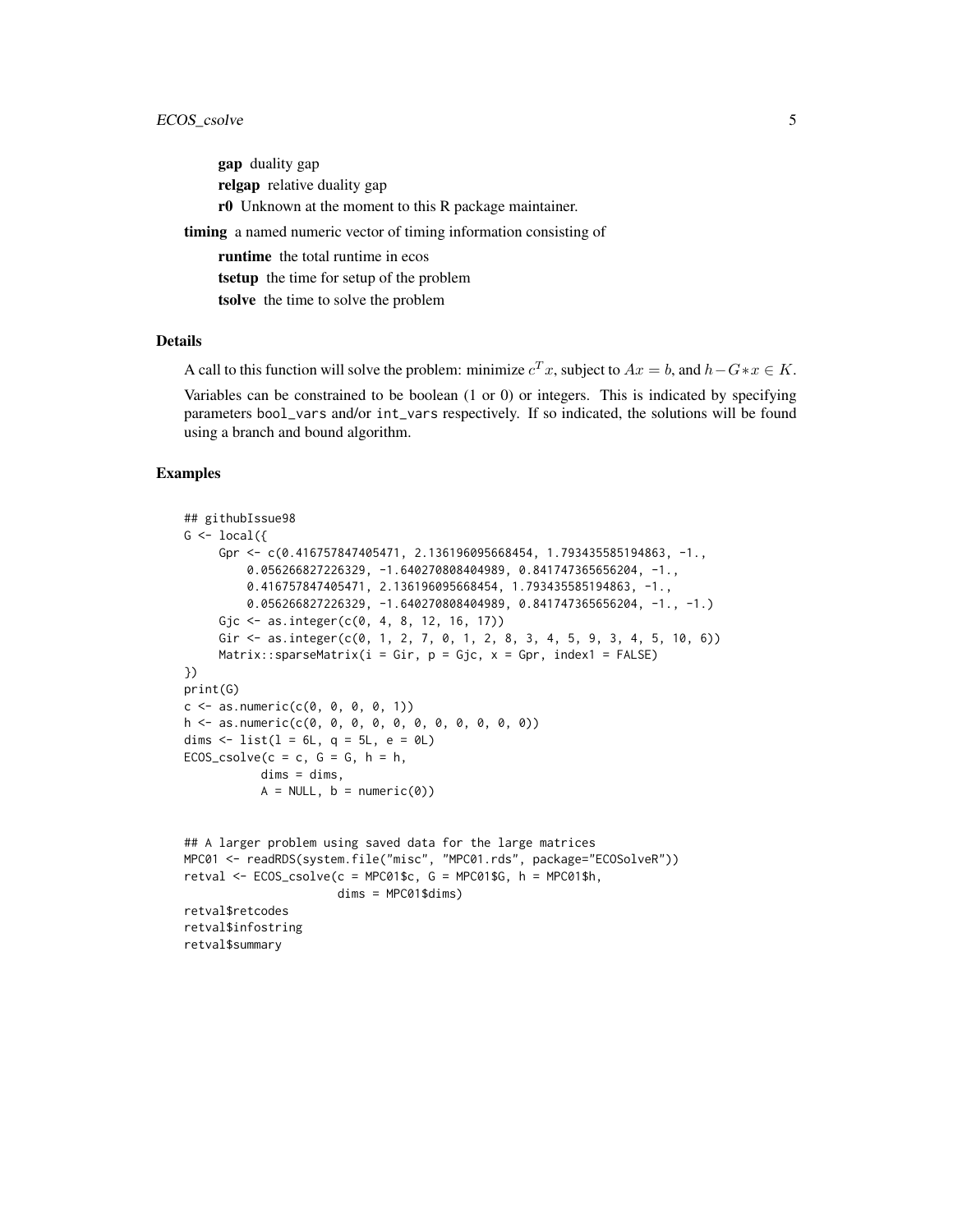**gap** duality gap

**relgap** relative duality gap

**r0** Unknown at the moment to this R package maintainer.

**timing** a named numeric vector of timing information consisting of

**runtime** the total runtime in ecos

**tsetup** the time for setup of the problem

**tsolve** the time to solve the problem

### Details

A call to this function will solve the problem: minimize $c^T x$, subject to $Ax = b$, and $h - G * x \in K$.

Variables can be constrained to be boolean (1 or 0) or integers. This is indicated by specifying parameters bool_vars and/or int_vars respectively. If so indicated, the solutions will be found using a branch and bound algorithm.

### Examples

```
## githubIssue98
G <- local({
     Gpr <- c(0.416757847405471, 2.136196095668454, 1.793435585194863, -1.,
         0.056266827226329, -1.640270808404989, 0.841747365656204, -1.,
         0.416757847405471, 2.136196095668454, 1.793435585194863, -1.,
         0.056266827226329, -1.640270808404989, 0.841747365656204, -1., -1.)
     Gjc <- as.integer(c(0, 4, 8, 12, 16, 17))
     Gir <- as.integer(c(0, 1, 2, 7, 0, 1, 2, 8, 3, 4, 5, 9, 3, 4, 5, 10, 6))
     Matrix::sparseMatrix(i = Gir, p = Gjc, x = Gpr, index1 = FALSE)
})
print(G)
c <- as.numeric(c(0, 0, 0, 0, 1))
h <- as.numeric(c(0, 0, 0, 0, 0, 0, 0, 0, 0, 0, 0))
dims <- list(l = 6L, q = 5L, e = 0L)
ECOS_csolve(c = c, G = G, h = h,
           dims = dims,
           A = NULL, b = numeric(0))


## A larger problem using saved data for the large matrices
MPC01 <- readRDS(system.file("misc", "MPC01.rds", package="ECOSolveR"))
retval <- ECOS_csolve(c = MPC01$c, G = MPC01$G, h = MPC01$h,
                      dims = MPC01$dims)
retval$retcodes
retval$infostring
retval$summary
```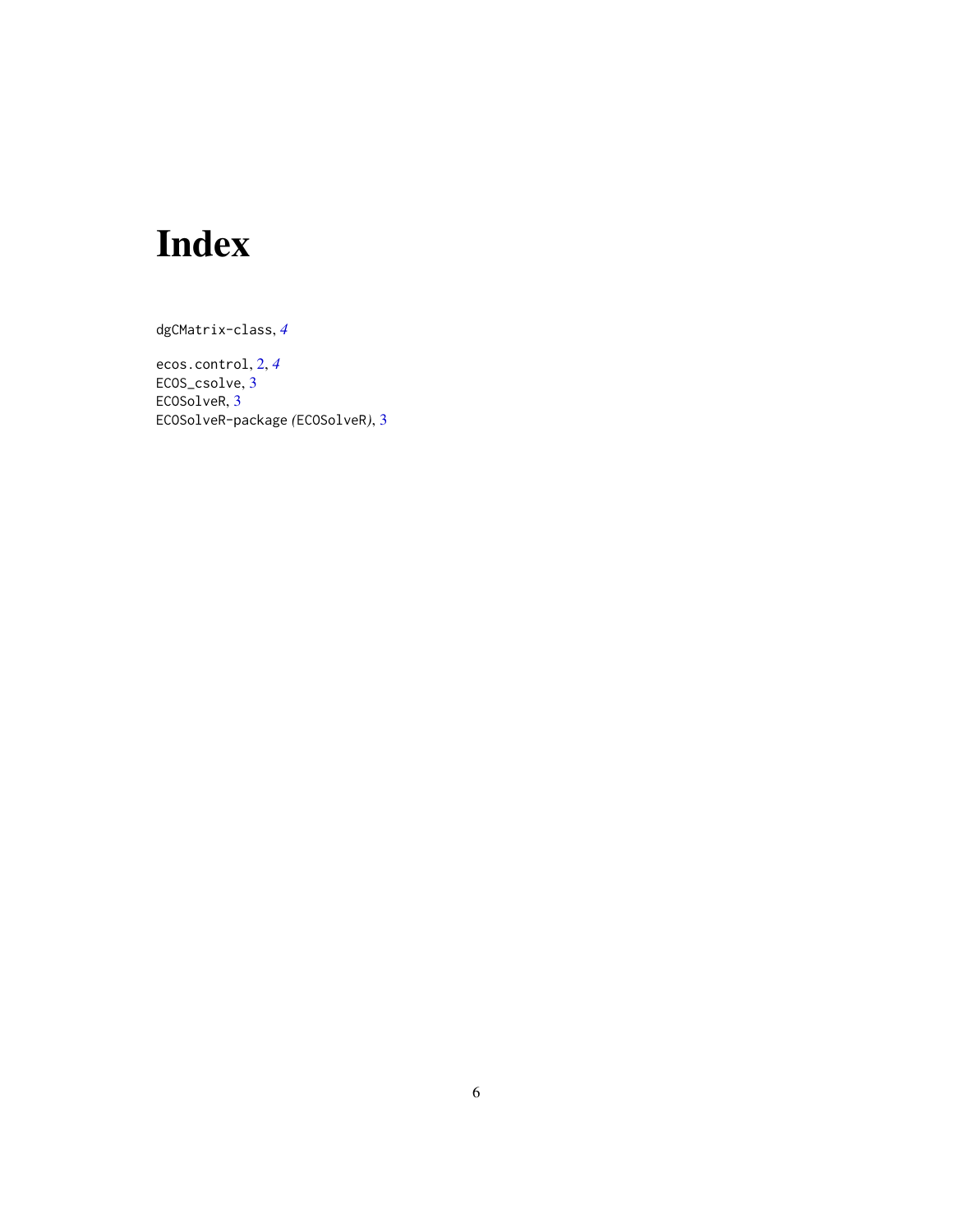# Index

dgCMatrix-class, *4*

ecos.control, 2, *4*
ECOS_csolve, 3
ECOSolveR, 3
ECOSolveR-package *(*ECOSolveR*)*, 3